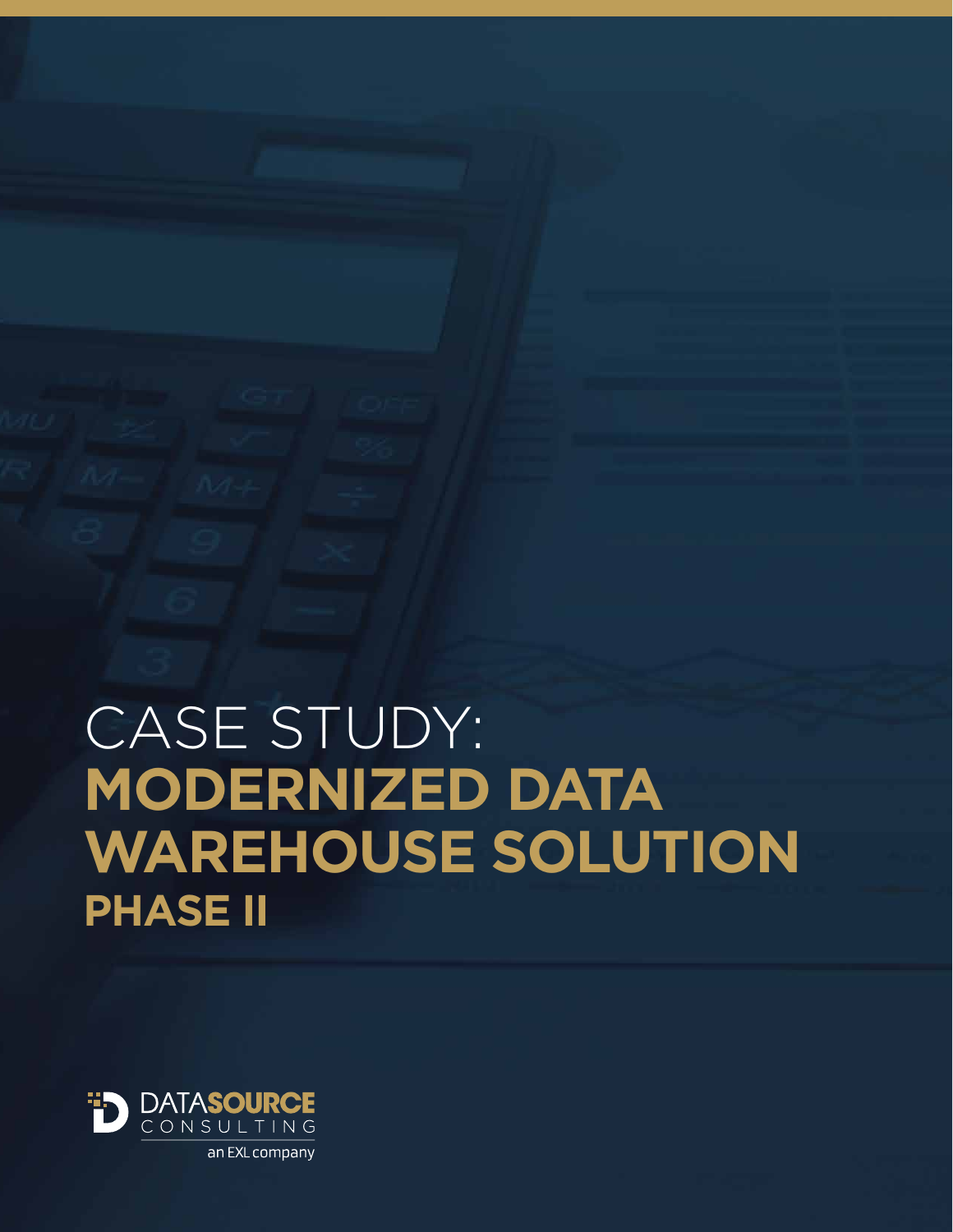# CASE STUDY: MODERNIZED DATA WAREHOUSE SOLUTION

## PHASE II

DATASOURCE CONSULTING

an EXL company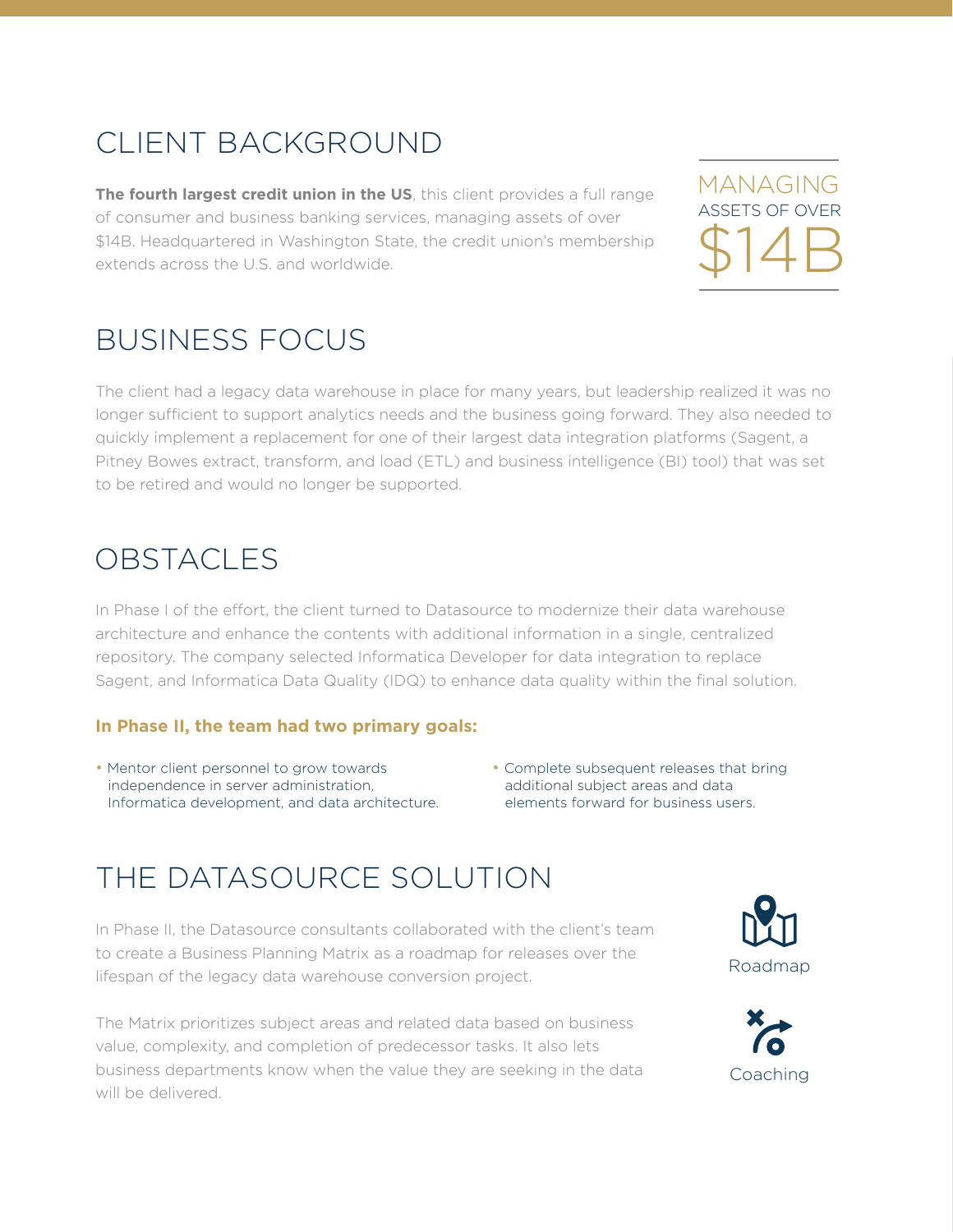## CLIENT BACKGROUND

**The fourth largest credit union in the US**, this client provides a full range of consumer and business banking services, managing assets of over $14B. Headquartered in Washington State, the credit union's membership extends across the U.S. and worldwide.

MANAGING ASSETS OF OVER $14B

## BUSINESS FOCUS

The client had a legacy data warehouse in place for many years, but leadership realized it was no longer sufficient to support analytics needs and the business going forward. They also needed to quickly implement a replacement for one of their largest data integration platforms (Sagent, a Pitney Bowes extract, transform, and load (ETL) and business intelligence (BI) tool) that was set to be retired and would no longer be supported.

## OBSTACLES

In Phase I of the effort, the client turned to Datasource to modernize their data warehouse architecture and enhance the contents with additional information in a single, centralized repository. The company selected Informatica Developer for data integration to replace Sagent, and Informatica Data Quality (IDQ) to enhance data quality within the final solution.

**In Phase II, the team had two primary goals:**

- Mentor client personnel to grow towards independence in server administration, Informatica development, and data architecture.
- Complete subsequent releases that bring additional subject areas and data elements forward for business users.

## THE DATASOURCE SOLUTION

In Phase II, the Datasource consultants collaborated with the client's team to create a Business Planning Matrix as a roadmap for releases over the lifespan of the legacy data warehouse conversion project.

The Matrix prioritizes subject areas and related data based on business value, complexity, and completion of predecessor tasks. It also lets business departments know when the value they are seeking in the data will be delivered.

Roadmap

Coaching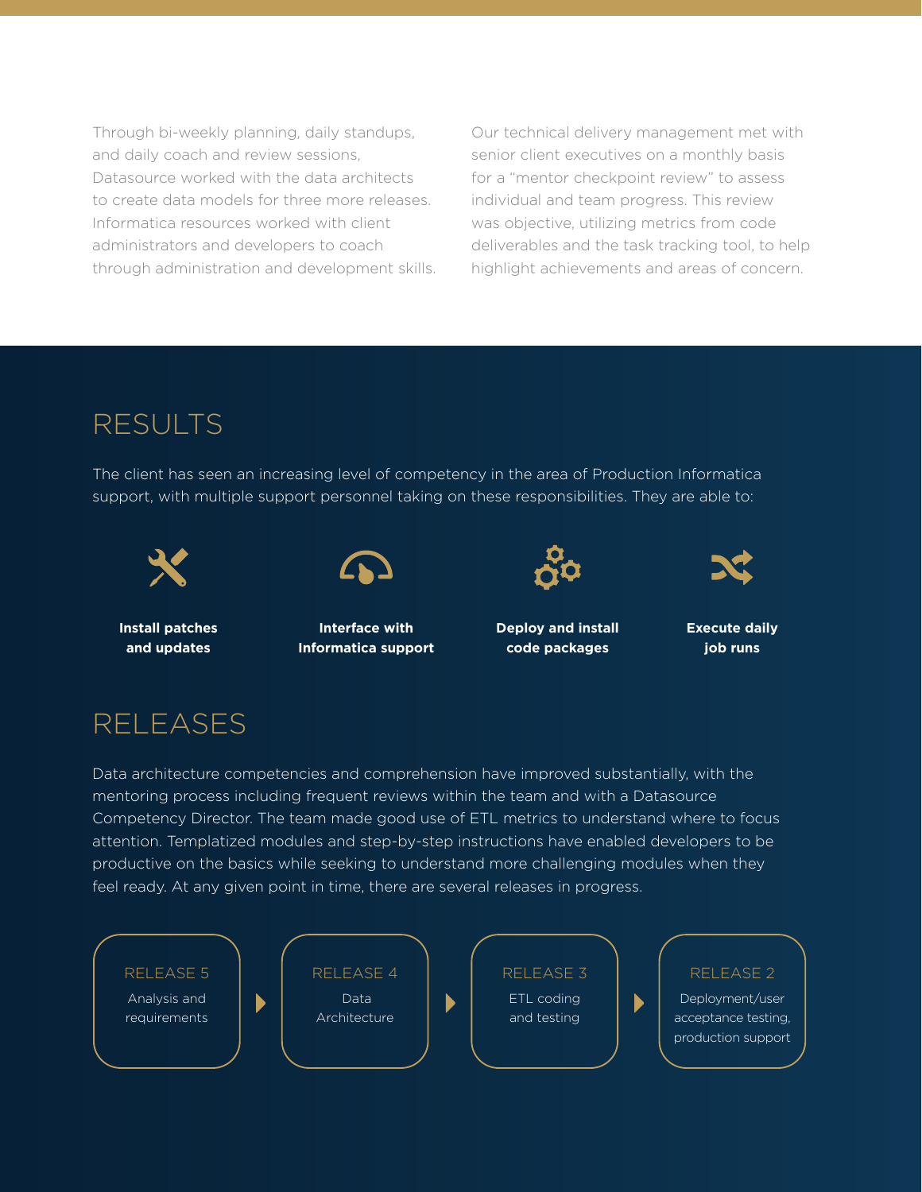Through bi-weekly planning, daily standups, and daily coach and review sessions, Datasource worked with the data architects to create data models for three more releases. Informatica resources worked with client administrators and developers to coach through administration and development skills.

Our technical delivery management met with senior client executives on a monthly basis for a "mentor checkpoint review" to assess individual and team progress. This review was objective, utilizing metrics from code deliverables and the task tracking tool, to help highlight achievements and areas of concern.

## RESULTS

The client has seen an increasing level of competency in the area of Production Informatica support, with multiple support personnel taking on these responsibilities. They are able to:

- **Install patches and updates**
- **Interface with Informatica support**
- **Deploy and install code packages**
- **Execute daily job runs**

## RELEASES

Data architecture competencies and comprehension have improved substantially, with the mentoring process including frequent reviews within the team and with a Datasource Competency Director. The team made good use of ETL metrics to understand where to focus attention. Templatized modules and step-by-step instructions have enabled developers to be productive on the basics while seeking to understand more challenging modules when they feel ready. At any given point in time, there are several releases in progress.

- **RELEASE 5** – Analysis and requirements
- **RELEASE 4** – Data Architecture
- **RELEASE 3** – ETL coding and testing
- **RELEASE 2** – Deployment/user acceptance testing, production support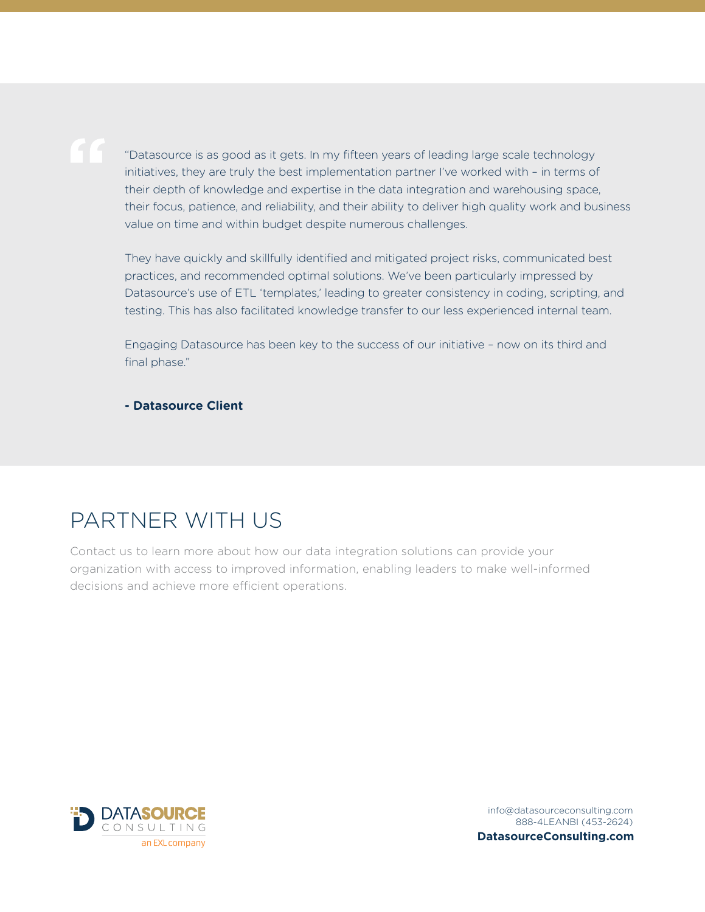"Datasource is as good as it gets. In my fifteen years of leading large scale technology initiatives, they are truly the best implementation partner I've worked with – in terms of their depth of knowledge and expertise in the data integration and warehousing space, their focus, patience, and reliability, and their ability to deliver high quality work and business value on time and within budget despite numerous challenges.

They have quickly and skillfully identified and mitigated project risks, communicated best practices, and recommended optimal solutions. We've been particularly impressed by Datasource's use of ETL 'templates,' leading to greater consistency in coding, scripting, and testing. This has also facilitated knowledge transfer to our less experienced internal team.

Engaging Datasource has been key to the success of our initiative – now on its third and final phase."

**- Datasource Client**

# PARTNER WITH US

Contact us to learn more about how our data integration solutions can provide your organization with access to improved information, enabling leaders to make well-informed decisions and achieve more efficient operations.

DATASOURCE CONSULTING
an EXL company

info@datasourceconsulting.com
888-4LEANBI (453-2624)
**DatasourceConsulting.com**